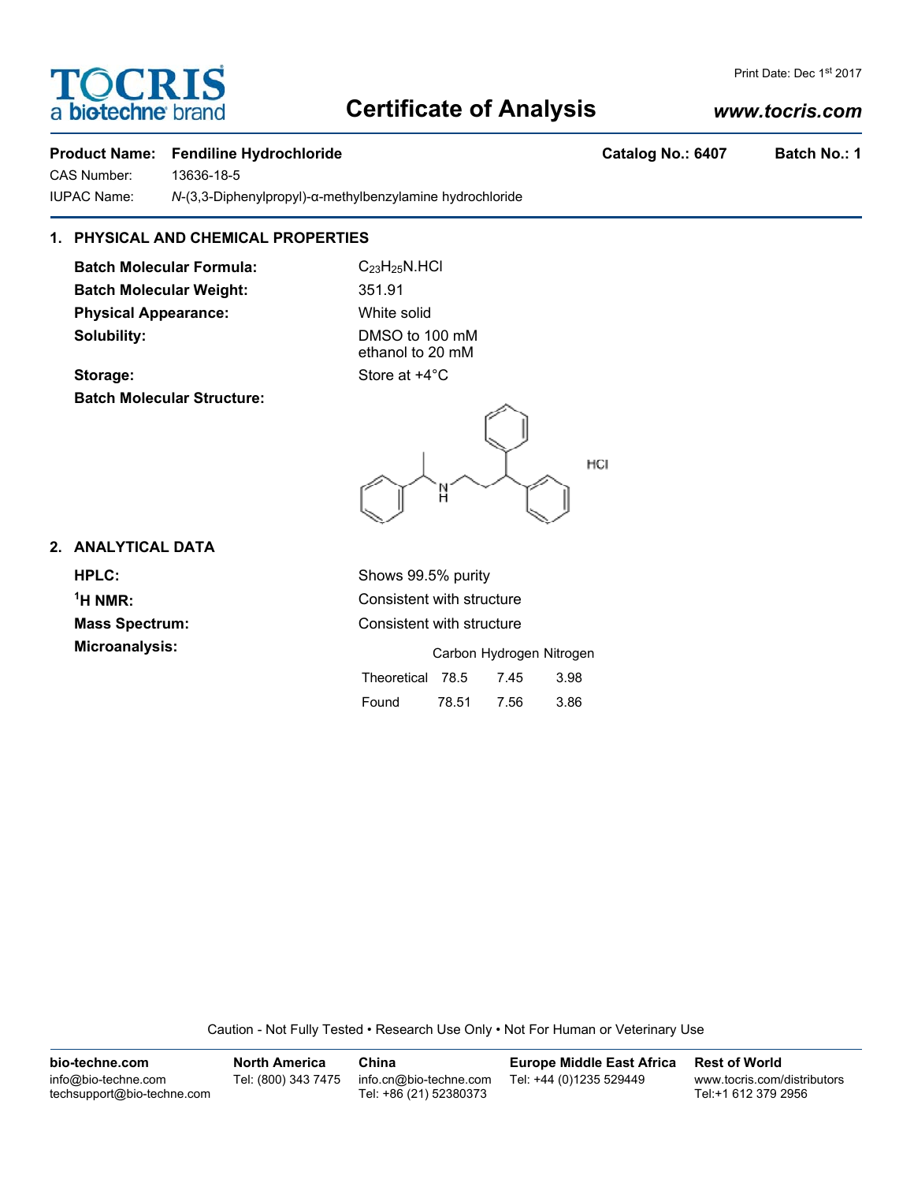# TOCRIS a biotechne brand

Print Date: Dec 1st 2017

# Certificate of Analysis

*www.tocris.com*

**Product Name: Fendiline Hydrochloride** **Catalog No.: 6407** **Batch No.: 1**

CAS Number: 13636-18-5

IUPAC Name: *N*-(3,3-Diphenylpropyl)-α-methylbenzylamine hydrochloride

## 1. PHYSICAL AND CHEMICAL PROPERTIES

**Batch Molecular Formula:** $C_{23}H_{25}N.HCl$

**Batch Molecular Weight:** 351.91

**Physical Appearance:** White solid

**Solubility:** DMSO to 100 mM
ethanol to 20 mM

**Storage:** Store at +4°C

**Batch Molecular Structure:**

HCl

## 2. ANALYTICAL DATA

**HPLC:** Shows 99.5% purity

**$^{1}$H NMR:** Consistent with structure

**Mass Spectrum:** Consistent with structure

**Microanalysis:**

| | Carbon | Hydrogen | Nitrogen |
|---|---|---|---|
| Theoretical | 78.5 | 7.45 | 3.98 |
| Found | 78.51 | 7.56 | 3.86 |

Caution - Not Fully Tested • Research Use Only • Not For Human or Veterinary Use

| bio-techne.com | North America | China | Europe Middle East Africa | Rest of World |
|---|---|---|---|---|
| info@bio-techne.com<br>techsupport@bio-techne.com | Tel: (800) 343 7475 | info.cn@bio-techne.com<br>Tel: +86 (21) 52380373 | Tel: +44 (0)1235 529449 | www.tocris.com/distributors<br>Tel:+1 612 379 2956 |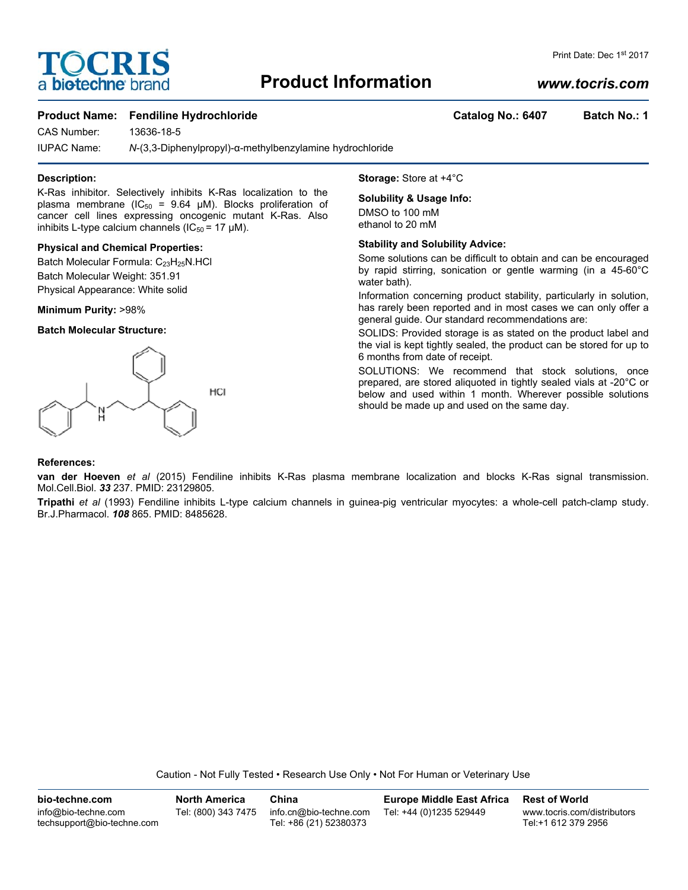# TOCRIS
a bio-techne brand

## Product Information

www.tocris.com

Print Date: Dec 1st 2017

**Product Name: Fendiline Hydrochloride** **Catalog No.: 6407** **Batch No.: 1**

CAS Number: 13636-18-5

IUPAC Name: *N*-(3,3-Diphenylpropyl)-α-methylbenzylamine hydrochloride

### Description:

K-Ras inhibitor. Selectively inhibits K-Ras localization to the plasma membrane ($IC_{50}$ = 9.64 μM). Blocks proliferation of cancer cell lines expressing oncogenic mutant K-Ras. Also inhibits L-type calcium channels ($IC_{50}$ = 17 μM).

### Physical and Chemical Properties:

Batch Molecular Formula: $C_{23}H_{25}N.HCl$

Batch Molecular Weight: 351.91

Physical Appearance: White solid

**Minimum Purity:** >98%

### Batch Molecular Structure:

HCl

**Storage:** Store at +4°C

### Solubility & Usage Info:

DMSO to 100 mM

ethanol to 20 mM

### Stability and Solubility Advice:

Some solutions can be difficult to obtain and can be encouraged by rapid stirring, sonication or gentle warming (in a 45-60°C water bath).

Information concerning product stability, particularly in solution, has rarely been reported and in most cases we can only offer a general guide. Our standard recommendations are:

SOLIDS: Provided storage is as stated on the product label and the vial is kept tightly sealed, the product can be stored for up to 6 months from date of receipt.

SOLUTIONS: We recommend that stock solutions, once prepared, are stored aliquoted in tightly sealed vials at -20°C or below and used within 1 month. Wherever possible solutions should be made up and used on the same day.

### References:

**van der Hoeven** *et al* (2015) Fendiline inhibits K-Ras plasma membrane localization and blocks K-Ras signal transmission. Mol.Cell.Biol. ***33*** 237. PMID: 23129805.

**Tripathi** *et al* (1993) Fendiline inhibits L-type calcium channels in guinea-pig ventricular myocytes: a whole-cell patch-clamp study. Br.J.Pharmacol. ***108*** 865. PMID: 8485628.

Caution - Not Fully Tested • Research Use Only • Not For Human or Veterinary Use

**bio-techne.com**
info@bio-techne.com
techsupport@bio-techne.com

**North America**
Tel: (800) 343 7475

**China**
info.cn@bio-techne.com
Tel: +86 (21) 52380373

**Europe Middle East Africa**
Tel: +44 (0)1235 529449

**Rest of World**
www.tocris.com/distributors
Tel:+1 612 379 2956